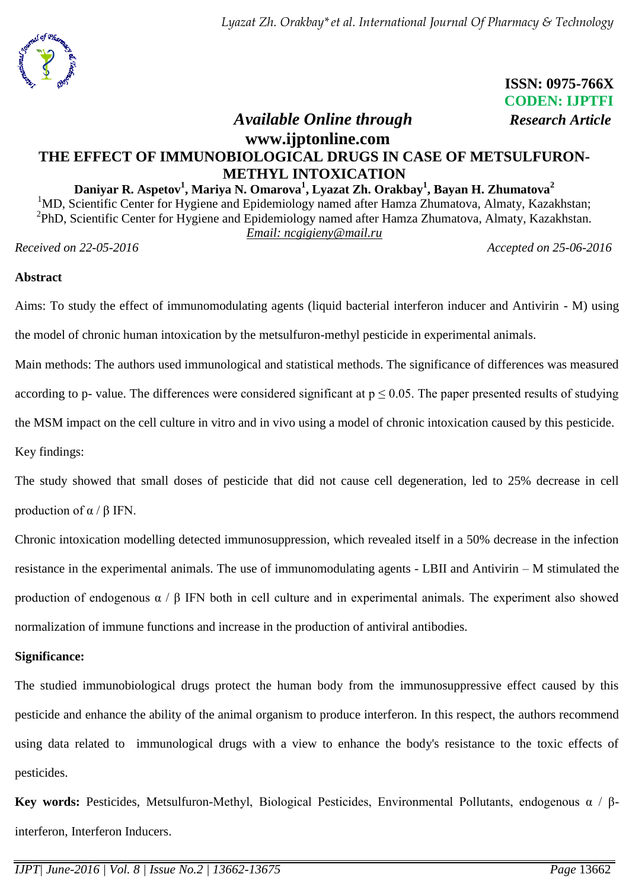ISSN: 0975-766X
CODEN: IJPTFI

*Available Online through* **www.ijptonline.com** ***Research Article***

# THE EFFECT OF IMMUNOBIOLOGICAL DRUGS IN CASE OF METSULFURON-METHYL INTOXICATION

**Daniyar R. Aspetov[1], Mariya N. Omarova[1], Lyazat Zh. Orakbay[1], Bayan H. Zhumatova[2]**

[1]MD, Scientific Center for Hygiene and Epidemiology named after Hamza Zhumatova, Almaty, Kazakhstan;
[2]PhD, Scientific Center for Hygiene and Epidemiology named after Hamza Zhumatova, Almaty, Kazakhstan.
*Email: ncgigieny@mail.ru*

*Received on 22-05-2016* *Accepted on 25-06-2016*

## Abstract

Aims: To study the effect of immunomodulating agents (liquid bacterial interferon inducer and Antivirin - M) using the model of chronic human intoxication by the metsulfuron-methyl pesticide in experimental animals.

Main methods: The authors used immunological and statistical methods. The significance of differences was measured according to p- value. The differences were considered significant at $p \leq 0.05$. The paper presented results of studying the MSM impact on the cell culture in vitro and in vivo using a model of chronic intoxication caused by this pesticide.

Key findings:

The study showed that small doses of pesticide that did not cause cell degeneration, led to 25% decrease in cell production of α / β IFN.

Chronic intoxication modelling detected immunosuppression, which revealed itself in a 50% decrease in the infection resistance in the experimental animals. The use of immunomodulating agents - LBII and Antivirin – M stimulated the production of endogenous α / β IFN both in cell culture and in experimental animals. The experiment also showed normalization of immune functions and increase in the production of antiviral antibodies.

**Significance:**

The studied immunobiological drugs protect the human body from the immunosuppressive effect caused by this pesticide and enhance the ability of the animal organism to produce interferon. In this respect, the authors recommend using data related to immunological drugs with a view to enhance the body's resistance to the toxic effects of pesticides.

**Key words:** Pesticides, Metsulfuron-Methyl, Biological Pesticides, Environmental Pollutants, endogenous α / β-interferon, Interferon Inducers.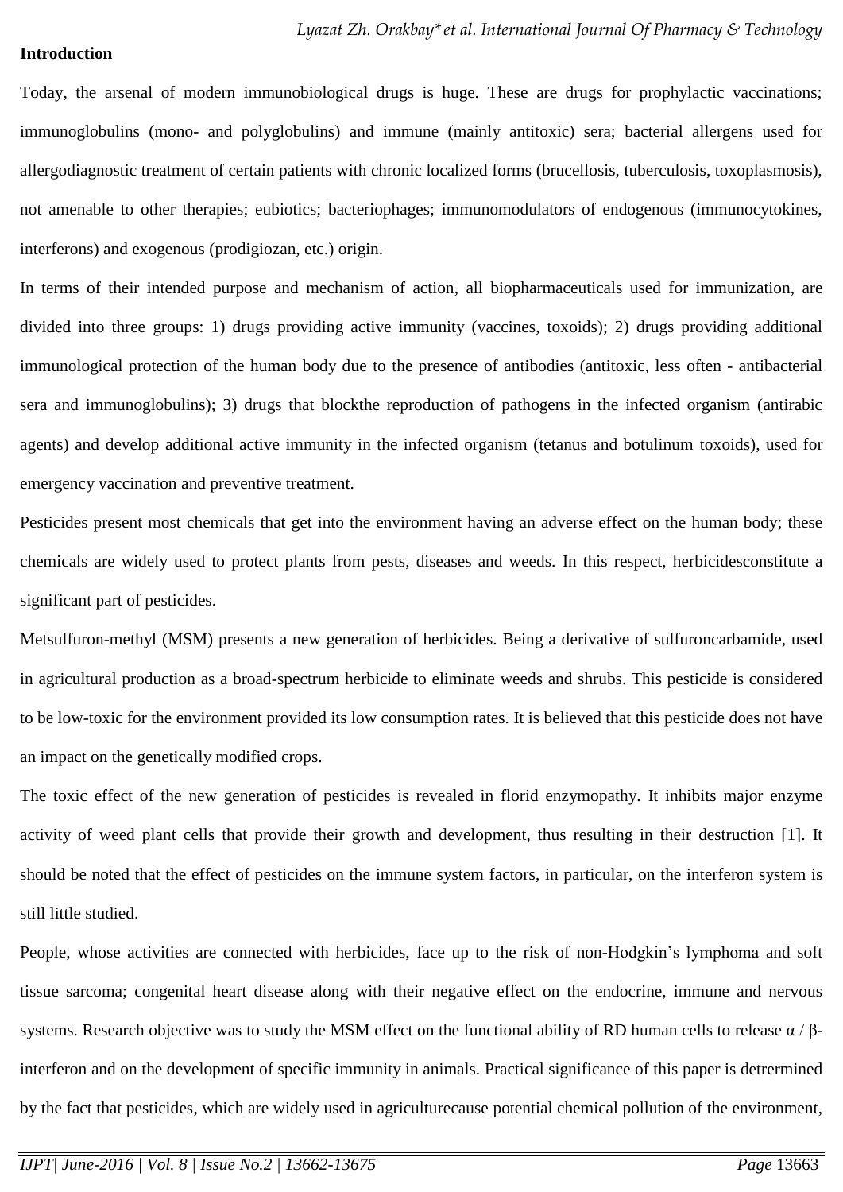**Introduction**

Today, the arsenal of modern immunobiological drugs is huge. These are drugs for prophylactic vaccinations; immunoglobulins (mono- and polyglobulins) and immune (mainly antitoxic) sera; bacterial allergens used for allergodiagnostic treatment of certain patients with chronic localized forms (brucellosis, tuberculosis, toxoplasmosis), not amenable to other therapies; eubiotics; bacteriophages; immunomodulators of endogenous (immunocytokines, interferons) and exogenous (prodigiozan, etc.) origin.

In terms of their intended purpose and mechanism of action, all biopharmaceuticals used for immunization, are divided into three groups: 1) drugs providing active immunity (vaccines, toxoids); 2) drugs providing additional immunological protection of the human body due to the presence of antibodies (antitoxic, less often - antibacterial sera and immunoglobulins); 3) drugs that blockthe reproduction of pathogens in the infected organism (antirabic agents) and develop additional active immunity in the infected organism (tetanus and botulinum toxoids), used for emergency vaccination and preventive treatment.

Pesticides present most chemicals that get into the environment having an adverse effect on the human body; these chemicals are widely used to protect plants from pests, diseases and weeds. In this respect, herbicidesconstitute a significant part of pesticides.

Metsulfuron-methyl (MSM) presents a new generation of herbicides. Being a derivative of sulfuroncarbamide, used in agricultural production as a broad-spectrum herbicide to eliminate weeds and shrubs. This pesticide is considered to be low-toxic for the environment provided its low consumption rates. It is believed that this pesticide does not have an impact on the genetically modified crops.

The toxic effect of the new generation of pesticides is revealed in florid enzymopathy. It inhibits major enzyme activity of weed plant cells that provide their growth and development, thus resulting in their destruction [1]. It should be noted that the effect of pesticides on the immune system factors, in particular, on the interferon system is still little studied.

People, whose activities are connected with herbicides, face up to the risk of non-Hodgkin's lymphoma and soft tissue sarcoma; congenital heart disease along with their negative effect on the endocrine, immune and nervous systems. Research objective was to study the MSM effect on the functional ability of RD human cells to release α / β-interferon and on the development of specific immunity in animals. Practical significance of this paper is detrermined by the fact that pesticides, which are widely used in agriculturecause potential chemical pollution of the environment,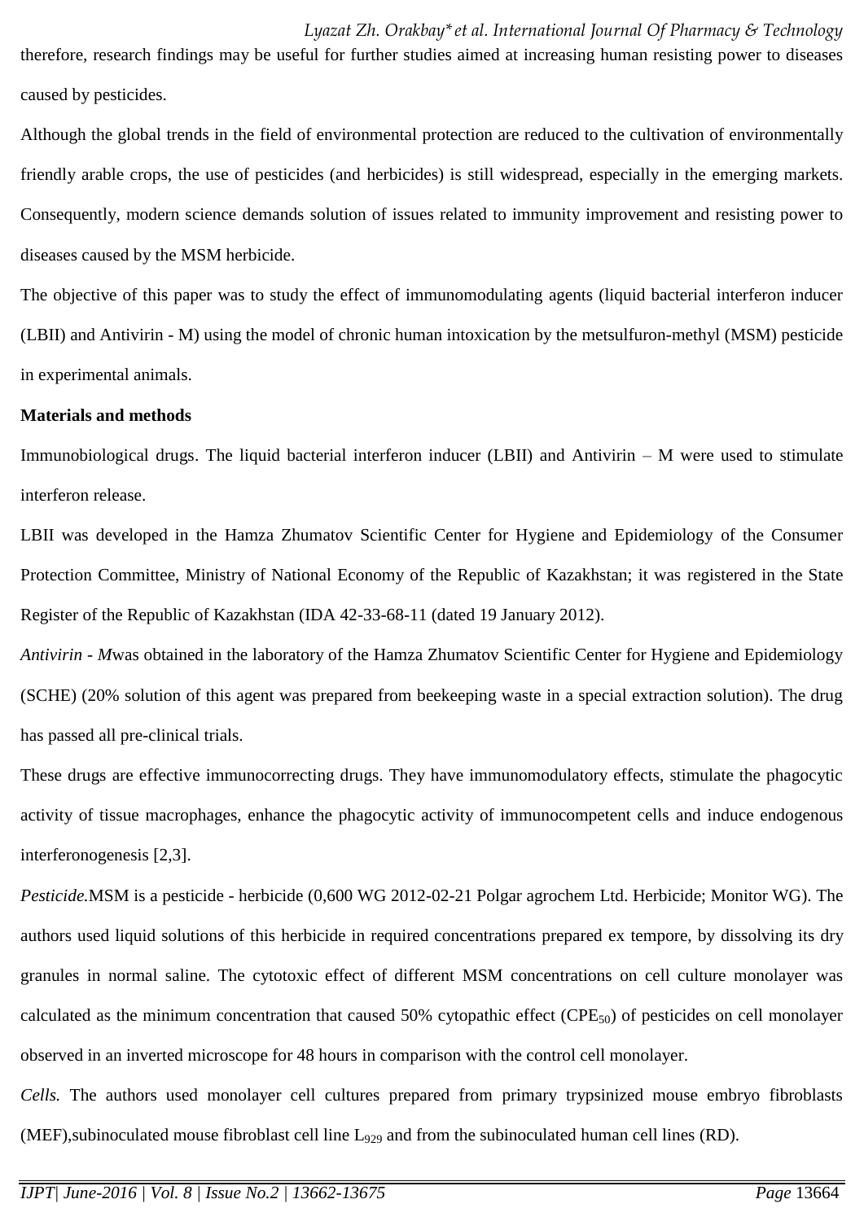therefore, research findings may be useful for further studies aimed at increasing human resisting power to diseases caused by pesticides.

Although the global trends in the field of environmental protection are reduced to the cultivation of environmentally friendly arable crops, the use of pesticides (and herbicides) is still widespread, especially in the emerging markets. Consequently, modern science demands solution of issues related to immunity improvement and resisting power to diseases caused by the MSM herbicide.

The objective of this paper was to study the effect of immunomodulating agents (liquid bacterial interferon inducer (LBII) and Antivirin - M) using the model of chronic human intoxication by the metsulfuron-methyl (MSM) pesticide in experimental animals.

**Materials and methods**

Immunobiological drugs. The liquid bacterial interferon inducer (LBII) and Antivirin – M were used to stimulate interferon release.

LBII was developed in the Hamza Zhumatov Scientific Center for Hygiene and Epidemiology of the Consumer Protection Committee, Ministry of National Economy of the Republic of Kazakhstan; it was registered in the State Register of the Republic of Kazakhstan (IDA 42-33-68-11 (dated 19 January 2012).

*Antivirin - M*was obtained in the laboratory of the Hamza Zhumatov Scientific Center for Hygiene and Epidemiology (SCHE) (20% solution of this agent was prepared from beekeeping waste in a special extraction solution). The drug has passed all pre-clinical trials.

These drugs are effective immunocorrecting drugs. They have immunomodulatory effects, stimulate the phagocytic activity of tissue macrophages, enhance the phagocytic activity of immunocompetent cells and induce endogenous interferonogenesis [2,3].

*Pesticide.*MSM is a pesticide - herbicide (0,600 WG 2012-02-21 Polgar agrochem Ltd. Herbicide; Monitor WG). The authors used liquid solutions of this herbicide in required concentrations prepared ex tempore, by dissolving its dry granules in normal saline. The cytotoxic effect of different MSM concentrations on cell culture monolayer was calculated as the minimum concentration that caused 50% cytopathic effect ($CPE_{50}$) of pesticides on cell monolayer observed in an inverted microscope for 48 hours in comparison with the control cell monolayer.

*Cells.* The authors used monolayer cell cultures prepared from primary trypsinized mouse embryo fibroblasts (MEF),subinoculated mouse fibroblast cell line $L_{929}$ and from the subinoculated human cell lines (RD).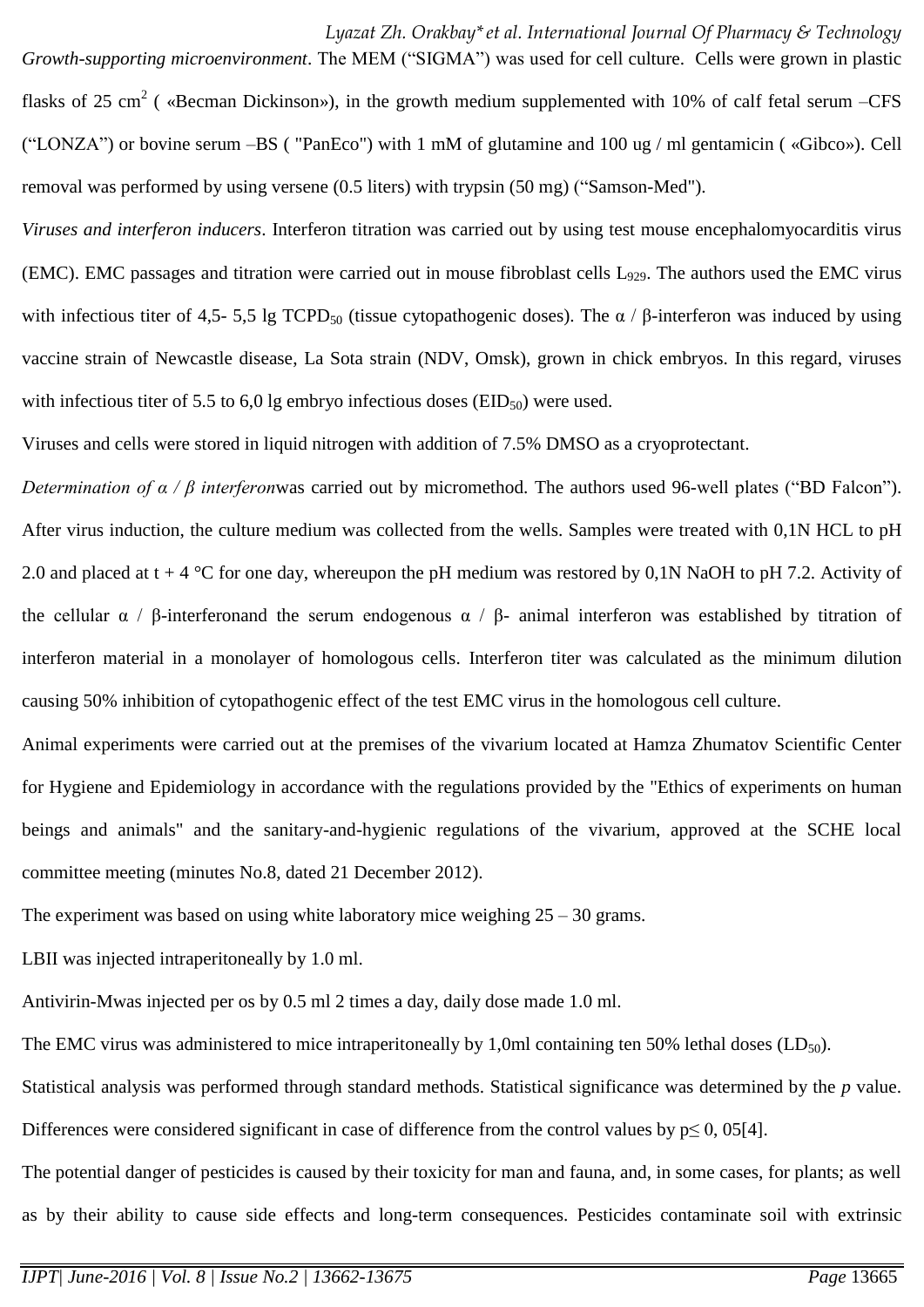*Growth-supporting microenvironment*. The MEM ("SIGMA") was used for cell culture. Cells were grown in plastic flasks of 25 $cm^2$ ( «Becman Dickinson»), in the growth medium supplemented with 10% of calf fetal serum –CFS ("LONZA") or bovine serum –BS ( "PanEco") with 1 mM of glutamine and 100 ug / ml gentamicin ( «Gibco»). Cell removal was performed by using versene (0.5 liters) with trypsin (50 mg) ("Samson-Med").

*Viruses and interferon inducers*. Interferon titration was carried out by using test mouse encephalomyocarditis virus (EMC). EMC passages and titration were carried out in mouse fibroblast cells $L_{929}$. The authors used the EMC virus with infectious titer of 4,5- 5,5 lg $TCPD_{50}$ (tissue cytopathogenic doses). The α / β-interferon was induced by using vaccine strain of Newcastle disease, La Sota strain (NDV, Omsk), grown in chick embryos. In this regard, viruses with infectious titer of 5.5 to 6,0 lg embryo infectious doses ($EID_{50}$) were used.

Viruses and cells were stored in liquid nitrogen with addition of 7.5% DMSO as a cryoprotectant.

*Determination of α / β interferon*was carried out by micromethod. The authors used 96-well plates ("BD Falcon"). After virus induction, the culture medium was collected from the wells. Samples were treated with 0,1N HCL to pH 2.0 and placed at t + 4 °C for one day, whereupon the pH medium was restored by 0,1N NaOH to pH 7.2. Activity of the cellular α / β-interferonand the serum endogenous α / β- animal interferon was established by titration of interferon material in a monolayer of homologous cells. Interferon titer was calculated as the minimum dilution causing 50% inhibition of cytopathogenic effect of the test EMC virus in the homologous cell culture.

Animal experiments were carried out at the premises of the vivarium located at Hamza Zhumatov Scientific Center for Hygiene and Epidemiology in accordance with the regulations provided by the "Ethics of experiments on human beings and animals" and the sanitary-and-hygienic regulations of the vivarium, approved at the SCHE local committee meeting (minutes No.8, dated 21 December 2012).

The experiment was based on using white laboratory mice weighing 25 – 30 grams.

LBII was injected intraperitoneally by 1.0 ml.

Antivirin-Mwas injected per os by 0.5 ml 2 times a day, daily dose made 1.0 ml.

The EMC virus was administered to mice intraperitoneally by 1,0ml containing ten 50% lethal doses ($LD_{50}$).

Statistical analysis was performed through standard methods. Statistical significance was determined by the *p* value. Differences were considered significant in case of difference from the control values by $p \leq 0,05$[4].

The potential danger of pesticides is caused by their toxicity for man and fauna, and, in some cases, for plants; as well as by their ability to cause side effects and long-term consequences. Pesticides contaminate soil with extrinsic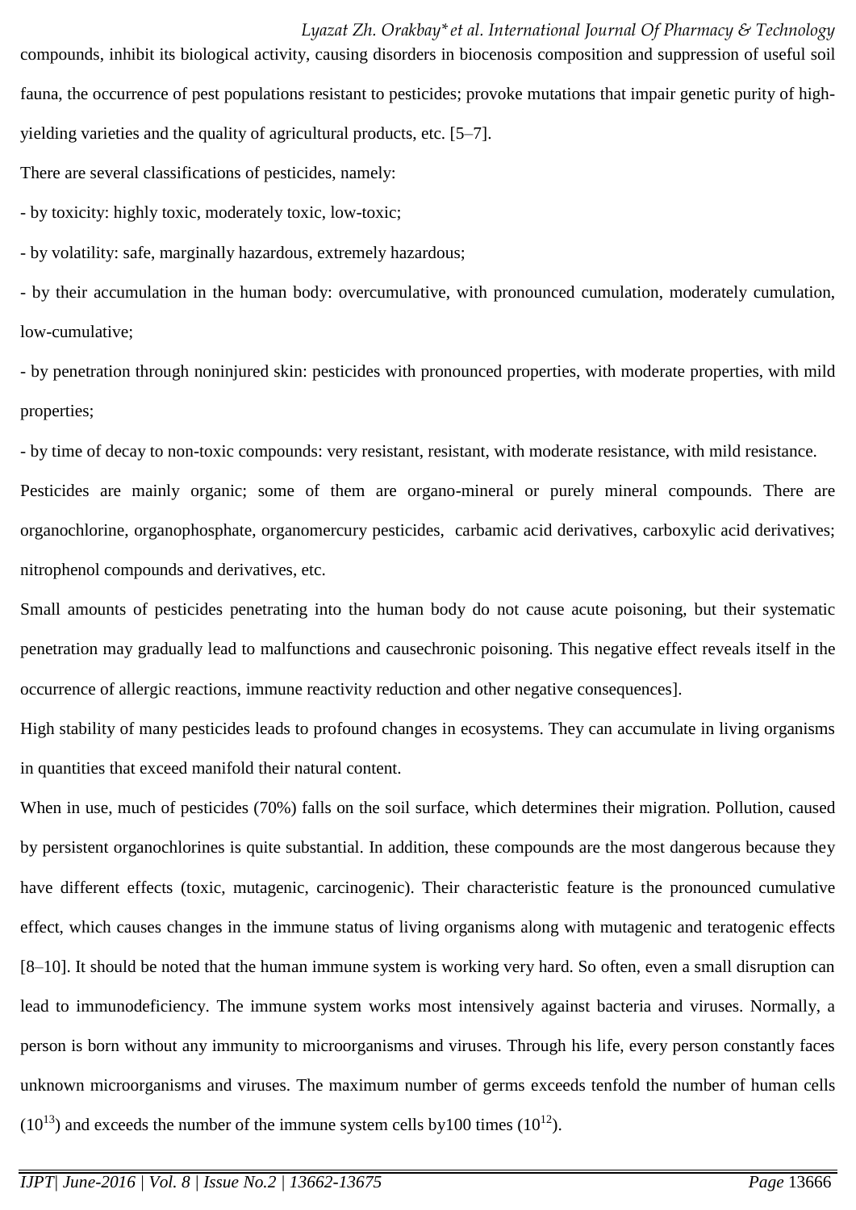compounds, inhibit its biological activity, causing disorders in biocenosis composition and suppression of useful soil fauna, the occurrence of pest populations resistant to pesticides; provoke mutations that impair genetic purity of high-yielding varieties and the quality of agricultural products, etc. [5–7].

There are several classifications of pesticides, namely:

- by toxicity: highly toxic, moderately toxic, low-toxic;
- by volatility: safe, marginally hazardous, extremely hazardous;
- by their accumulation in the human body: overcumulative, with pronounced cumulation, moderately cumulation, low-cumulative;
- by penetration through noninjured skin: pesticides with pronounced properties, with moderate properties, with mild properties;
- by time of decay to non-toxic compounds: very resistant, resistant, with moderate resistance, with mild resistance.

Pesticides are mainly organic; some of them are organo-mineral or purely mineral compounds. There are organochlorine, organophosphate, organomercury pesticides, carbamic acid derivatives, carboxylic acid derivatives; nitrophenol compounds and derivatives, etc.

Small amounts of pesticides penetrating into the human body do not cause acute poisoning, but their systematic penetration may gradually lead to malfunctions and causechronic poisoning. This negative effect reveals itself in the occurrence of allergic reactions, immune reactivity reduction and other negative consequences].

High stability of many pesticides leads to profound changes in ecosystems. They can accumulate in living organisms in quantities that exceed manifold their natural content.

When in use, much of pesticides (70%) falls on the soil surface, which determines their migration. Pollution, caused by persistent organochlorines is quite substantial. In addition, these compounds are the most dangerous because they have different effects (toxic, mutagenic, carcinogenic). Their characteristic feature is the pronounced cumulative effect, which causes changes in the immune status of living organisms along with mutagenic and teratogenic effects [8–10]. It should be noted that the human immune system is working very hard. So often, even a small disruption can lead to immunodeficiency. The immune system works most intensively against bacteria and viruses. Normally, a person is born without any immunity to microorganisms and viruses. Through his life, every person constantly faces unknown microorganisms and viruses. The maximum number of germs exceeds tenfold the number of human cells ($10^{13}$) and exceeds the number of the immune system cells by100 times ($10^{12}$).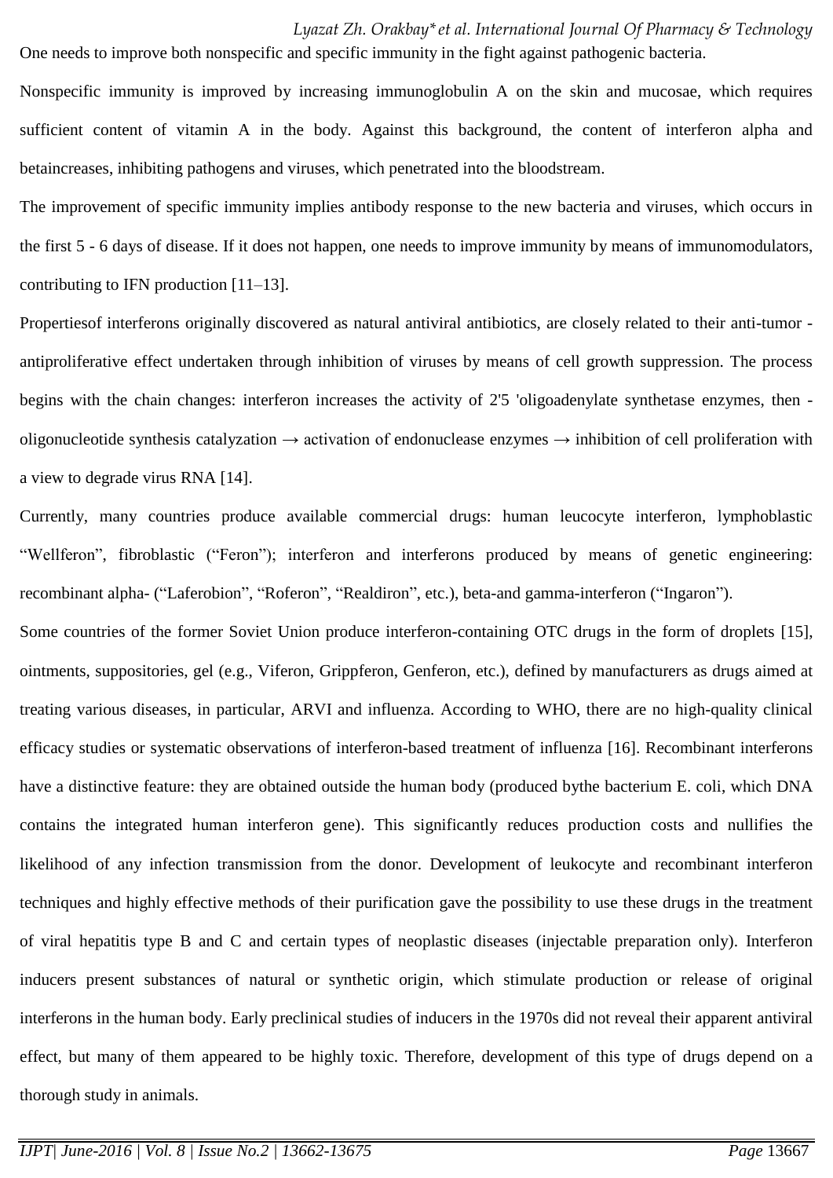One needs to improve both nonspecific and specific immunity in the fight against pathogenic bacteria.

Nonspecific immunity is improved by increasing immunoglobulin A on the skin and mucosae, which requires sufficient content of vitamin A in the body. Against this background, the content of interferon alpha and betaincreases, inhibiting pathogens and viruses, which penetrated into the bloodstream.

The improvement of specific immunity implies antibody response to the new bacteria and viruses, which occurs in the first 5 - 6 days of disease. If it does not happen, one needs to improve immunity by means of immunomodulators, contributing to IFN production [11–13].

Propertiesof interferons originally discovered as natural antiviral antibiotics, are closely related to their anti-tumor - antiproliferative effect undertaken through inhibition of viruses by means of cell growth suppression. The process begins with the chain changes: interferon increases the activity of 2'5 'oligoadenylate synthetase enzymes, then - oligonucleotide synthesis catalyzation → activation of endonuclease enzymes → inhibition of cell proliferation with a view to degrade virus RNA [14].

Currently, many countries produce available commercial drugs: human leucocyte interferon, lymphoblastic "Wellferon", fibroblastic ("Feron"); interferon and interferons produced by means of genetic engineering: recombinant alpha- ("Laferobion", "Roferon", "Realdiron", etc.), beta-and gamma-interferon ("Ingaron").

Some countries of the former Soviet Union produce interferon-containing OTC drugs in the form of droplets [15], ointments, suppositories, gel (e.g., Viferon, Grippferon, Genferon, etc.), defined by manufacturers as drugs aimed at treating various diseases, in particular, ARVI and influenza. According to WHO, there are no high-quality clinical efficacy studies or systematic observations of interferon-based treatment of influenza [16]. Recombinant interferons have a distinctive feature: they are obtained outside the human body (produced bythe bacterium E. coli, which DNA contains the integrated human interferon gene). This significantly reduces production costs and nullifies the likelihood of any infection transmission from the donor. Development of leukocyte and recombinant interferon techniques and highly effective methods of their purification gave the possibility to use these drugs in the treatment of viral hepatitis type B and C and certain types of neoplastic diseases (injectable preparation only). Interferon inducers present substances of natural or synthetic origin, which stimulate production or release of original interferons in the human body. Early preclinical studies of inducers in the 1970s did not reveal their apparent antiviral effect, but many of them appeared to be highly toxic. Therefore, development of this type of drugs depend on a thorough study in animals.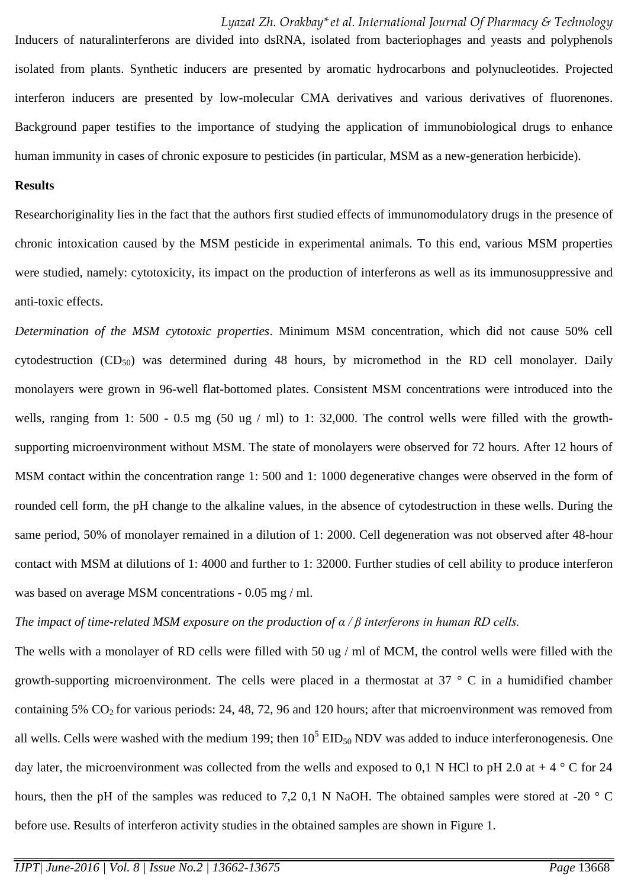Inducers of naturalinterferons are divided into dsRNA, isolated from bacteriophages and yeasts and polyphenols isolated from plants. Synthetic inducers are presented by aromatic hydrocarbons and polynucleotides. Projected interferon inducers are presented by low-molecular CMA derivatives and various derivatives of fluorenones. Background paper testifies to the importance of studying the application of immunobiological drugs to enhance human immunity in cases of chronic exposure to pesticides (in particular, MSM as a new-generation herbicide).

**Results**

Researchoriginality lies in the fact that the authors first studied effects of immunomodulatory drugs in the presence of chronic intoxication caused by the MSM pesticide in experimental animals. To this end, various MSM properties were studied, namely: cytotoxicity, its impact on the production of interferons as well as its immunosuppressive and anti-toxic effects.

*Determination of the MSM cytotoxic properties*. Minimum MSM concentration, which did not cause 50% cell cytodestruction ($CD_{50}$) was determined during 48 hours, by micromethod in the RD cell monolayer. Daily monolayers were grown in 96-well flat-bottomed plates. Consistent MSM concentrations were introduced into the wells, ranging from 1: 500 - 0.5 mg (50 ug / ml) to 1: 32,000. The control wells were filled with the growth-supporting microenvironment without MSM. The state of monolayers were observed for 72 hours. After 12 hours of MSM contact within the concentration range 1: 500 and 1: 1000 degenerative changes were observed in the form of rounded cell form, the pH change to the alkaline values, in the absence of cytodestruction in these wells. During the same period, 50% of monolayer remained in a dilution of 1: 2000. Cell degeneration was not observed after 48-hour contact with MSM at dilutions of 1: 4000 and further to 1: 32000. Further studies of cell ability to produce interferon was based on average MSM concentrations - 0.05 mg / ml.

*The impact of time-related MSM exposure on the production of α / β interferons in human RD cells.*

The wells with a monolayer of RD cells were filled with 50 ug / ml of MCM, the control wells were filled with the growth-supporting microenvironment. The cells were placed in a thermostat at 37 ° C in a humidified chamber containing 5% $CO_2$ for various periods: 24, 48, 72, 96 and 120 hours; after that microenvironment was removed from all wells. Cells were washed with the medium 199; then $10^5$ $EID_{50}$ NDV was added to induce interferonogenesis. One day later, the microenvironment was collected from the wells and exposed to 0,1 N HCl to pH 2.0 at + 4 ° C for 24 hours, then the pH of the samples was reduced to 7,2 0,1 N NaOH. The obtained samples were stored at -20 ° C before use. Results of interferon activity studies in the obtained samples are shown in Figure 1.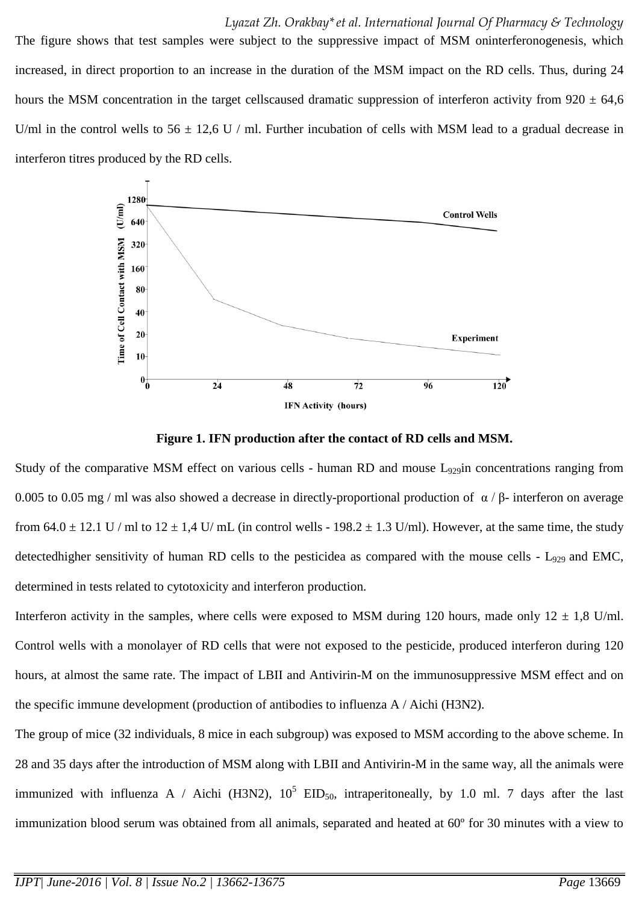The figure shows that test samples were subject to the suppressive impact of MSM oninterferonogenesis, which increased, in direct proportion to an increase in the duration of the MSM impact on the RD cells. Thus, during 24 hours the MSM concentration in the target cellscaused dramatic suppression of interferon activity from 920 ± 64,6 U/ml in the control wells to 56 ± 12,6 U / ml. Further incubation of cells with MSM lead to a gradual decrease in interferon titres produced by the RD cells.

**Figure 1. IFN production after the contact of RD cells and MSM.**

Study of the comparative MSM effect on various cells - human RD and mouse $L_{929}$in concentrations ranging from 0.005 to 0.05 mg / ml was also showed a decrease in directly-proportional production of α / β- interferon on average from 64.0 ± 12.1 U / ml to 12 ± 1,4 U/ mL (in control wells - 198.2 ± 1.3 U/ml). However, at the same time, the study detectedhigher sensitivity of human RD cells to the pesticidea as compared with the mouse cells - $L_{929}$ and EMC, determined in tests related to cytotoxicity and interferon production.

Interferon activity in the samples, where cells were exposed to MSM during 120 hours, made only 12 ± 1,8 U/ml. Control wells with a monolayer of RD cells that were not exposed to the pesticide, produced interferon during 120 hours, at almost the same rate. The impact of LBII and Antivirin-M on the immunosuppressive MSM effect and on the specific immune development (production of antibodies to influenza A / Aichi (H3N2).

The group of mice (32 individuals, 8 mice in each subgroup) was exposed to MSM according to the above scheme. In 28 and 35 days after the introduction of MSM along with LBII and Antivirin-M in the same way, all the animals were immunized with influenza A / Aichi (H3N2), $10^5$ $EID_{50}$, intraperitoneally, by 1.0 ml. 7 days after the last immunization blood serum was obtained from all animals, separated and heated at 60º for 30 minutes with a view to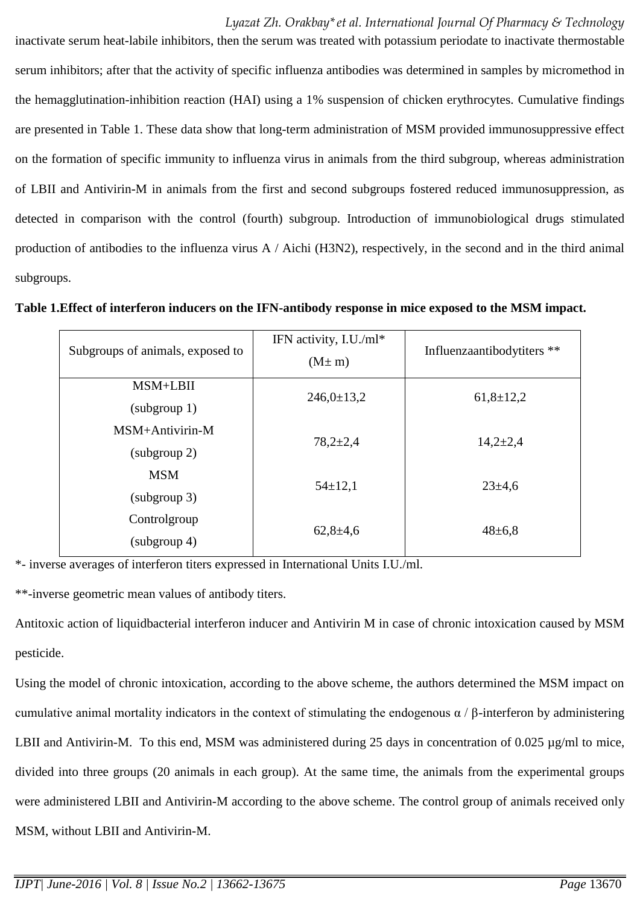inactivate serum heat-labile inhibitors, then the serum was treated with potassium periodate to inactivate thermostable serum inhibitors; after that the activity of specific influenza antibodies was determined in samples by micromethod in the hemagglutination-inhibition reaction (HAI) using a 1% suspension of chicken erythrocytes. Cumulative findings are presented in Table 1. These data show that long-term administration of MSM provided immunosuppressive effect on the formation of specific immunity to influenza virus in animals from the third subgroup, whereas administration of LBII and Antivirin-M in animals from the first and second subgroups fostered reduced immunosuppression, as detected in comparison with the control (fourth) subgroup. Introduction of immunobiological drugs stimulated production of antibodies to the influenza virus A / Aichi (H3N2), respectively, in the second and in the third animal subgroups.

**Table 1.Effect of interferon inducers on the IFN-antibody response in mice exposed to the MSM impact.**

| Subgroups of animals, exposed to | IFN activity, I.U./ml* (M± m) | Influenzaantibodytiters ** |
|---|---|---|
| MSM+LBII (subgroup 1) | 246,0±13,2 | 61,8±12,2 |
| MSM+Antivirin-M (subgroup 2) | 78,2±2,4 | 14,2±2,4 |
| MSM (subgroup 3) | 54±12,1 | 23±4,6 |
| Controlgroup (subgroup 4) | 62,8±4,6 | 48±6,8 |

*- inverse averages of interferon titers expressed in International Units I.U./ml.

**-inverse geometric mean values of antibody titers.

Antitoxic action of liquidbacterial interferon inducer and Antivirin M in case of chronic intoxication caused by MSM pesticide.

Using the model of chronic intoxication, according to the above scheme, the authors determined the MSM impact on cumulative animal mortality indicators in the context of stimulating the endogenous α / β-interferon by administering LBII and Antivirin-M. To this end, MSM was administered during 25 days in concentration of 0.025 μg/ml to mice, divided into three groups (20 animals in each group). At the same time, the animals from the experimental groups were administered LBII and Antivirin-M according to the above scheme. The control group of animals received only MSM, without LBII and Antivirin-M.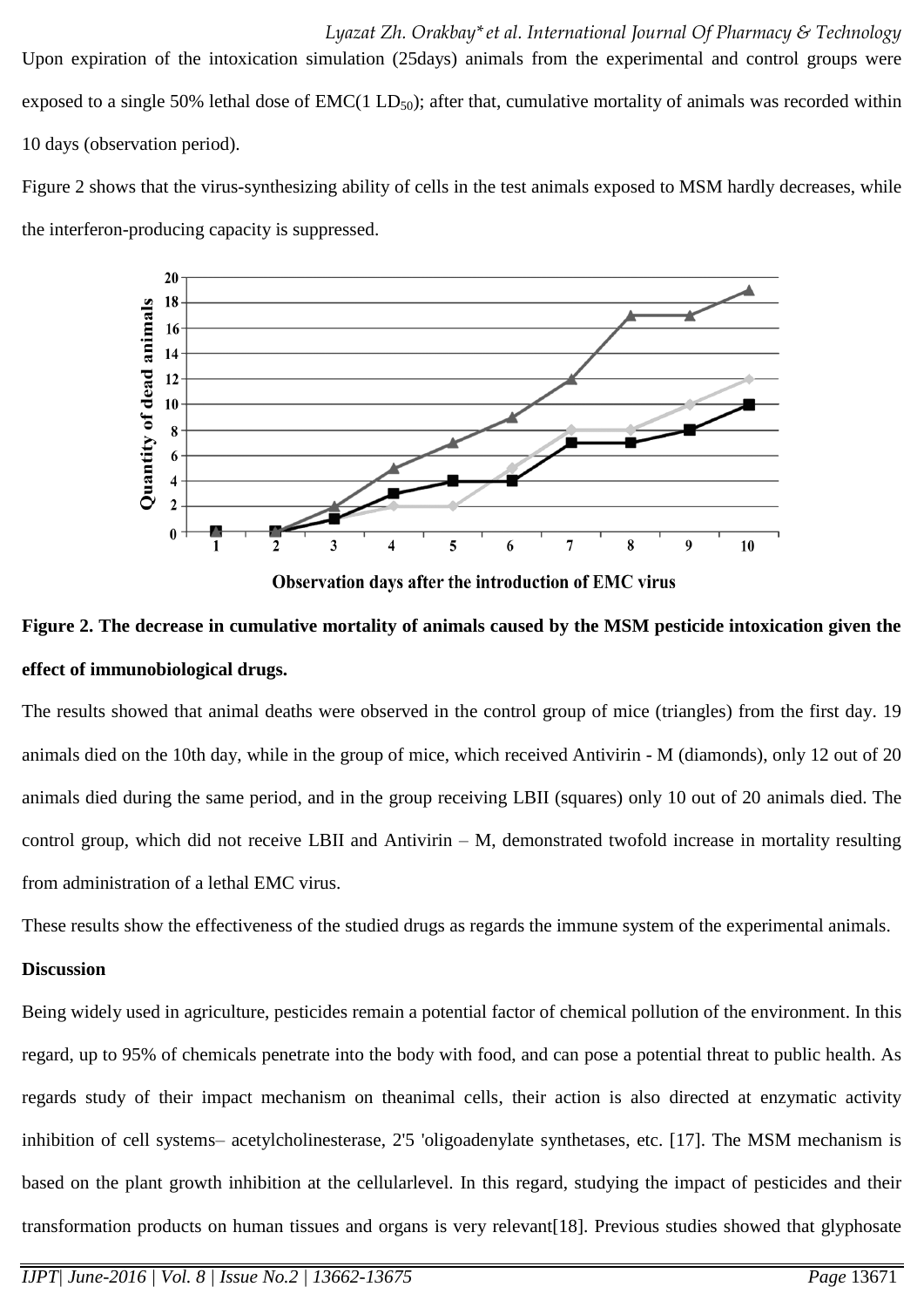Upon expiration of the intoxication simulation (25days) animals from the experimental and control groups were exposed to a single 50% lethal dose of EMC(1 $LD_{50}$); after that, cumulative mortality of animals was recorded within 10 days (observation period).

Figure 2 shows that the virus-synthesizing ability of cells in the test animals exposed to MSM hardly decreases, while the interferon-producing capacity is suppressed.

**Figure 2. The decrease in cumulative mortality of animals caused by the MSM pesticide intoxication given the effect of immunobiological drugs.**

The results showed that animal deaths were observed in the control group of mice (triangles) from the first day. 19 animals died on the 10th day, while in the group of mice, which received Antivirin - M (diamonds), only 12 out of 20 animals died during the same period, and in the group receiving LBII (squares) only 10 out of 20 animals died. The control group, which did not receive LBII and Antivirin – M, demonstrated twofold increase in mortality resulting from administration of a lethal EMC virus.

These results show the effectiveness of the studied drugs as regards the immune system of the experimental animals.

**Discussion**

Being widely used in agriculture, pesticides remain a potential factor of chemical pollution of the environment. In this regard, up to 95% of chemicals penetrate into the body with food, and can pose a potential threat to public health. As regards study of their impact mechanism on theanimal cells, their action is also directed at enzymatic activity inhibition of cell systems– acetylcholinesterase, 2'5 'oligoadenylate synthetases, etc. [17]. The MSM mechanism is based on the plant growth inhibition at the cellularlevel. In this regard, studying the impact of pesticides and their transformation products on human tissues and organs is very relevant[18]. Previous studies showed that glyphosate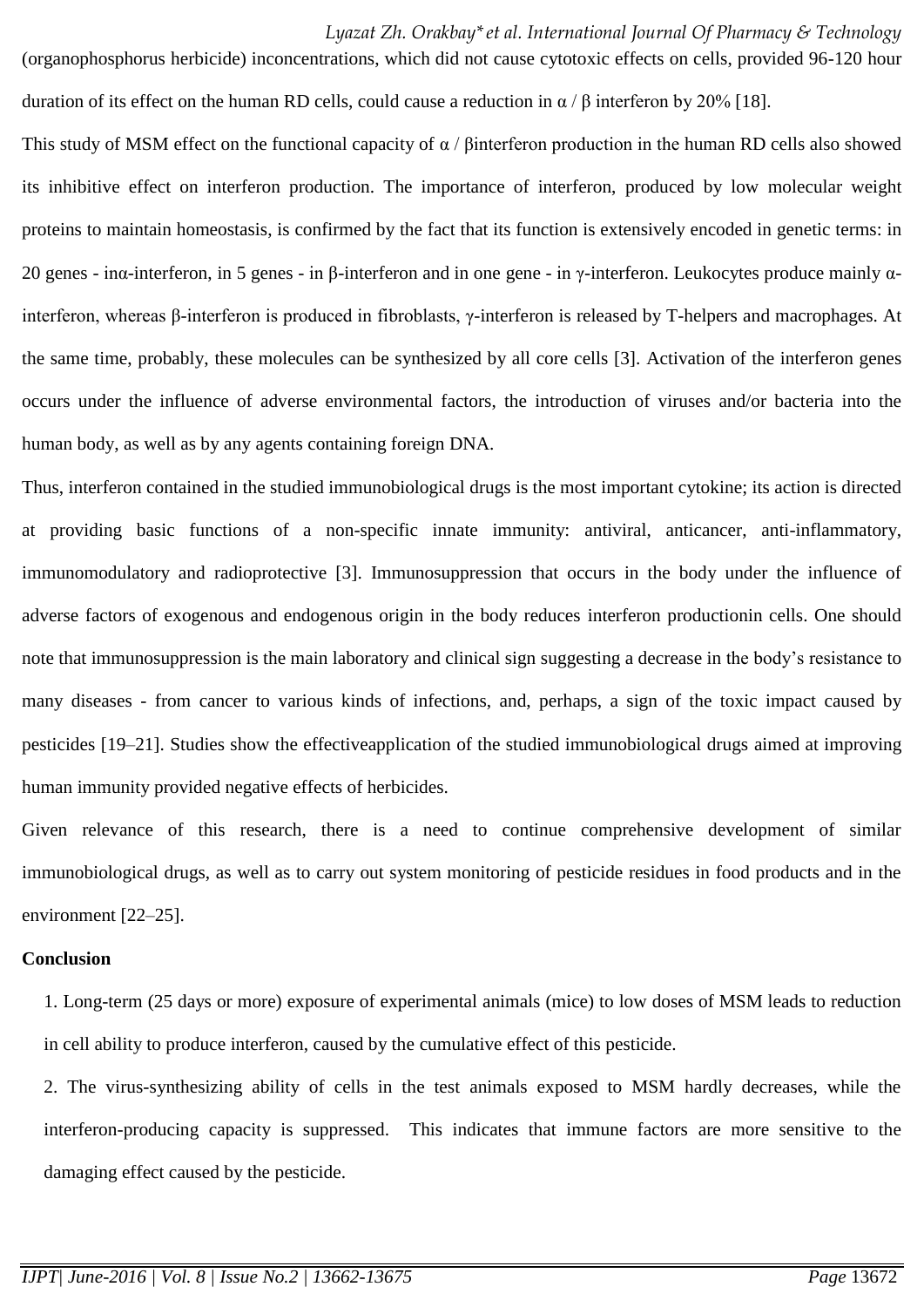(organophosphorus herbicide) inconcentrations, which did not cause cytotoxic effects on cells, provided 96-120 hour duration of its effect on the human RD cells, could cause a reduction in α / β interferon by 20% [18].

This study of MSM effect on the functional capacity of α / βinterferon production in the human RD cells also showed its inhibitive effect on interferon production. The importance of interferon, produced by low molecular weight proteins to maintain homeostasis, is confirmed by the fact that its function is extensively encoded in genetic terms: in 20 genes - inα-interferon, in 5 genes - in β-interferon and in one gene - in γ-interferon. Leukocytes produce mainly α-interferon, whereas β-interferon is produced in fibroblasts, γ-interferon is released by T-helpers and macrophages. At the same time, probably, these molecules can be synthesized by all core cells [3]. Activation of the interferon genes occurs under the influence of adverse environmental factors, the introduction of viruses and/or bacteria into the human body, as well as by any agents containing foreign DNA.

Thus, interferon contained in the studied immunobiological drugs is the most important cytokine; its action is directed at providing basic functions of a non-specific innate immunity: antiviral, anticancer, anti-inflammatory, immunomodulatory and radioprotective [3]. Immunosuppression that occurs in the body under the influence of adverse factors of exogenous and endogenous origin in the body reduces interferon productionin cells. One should note that immunosuppression is the main laboratory and clinical sign suggesting a decrease in the body's resistance to many diseases - from cancer to various kinds of infections, and, perhaps, a sign of the toxic impact caused by pesticides [19–21]. Studies show the effectiveapplication of the studied immunobiological drugs aimed at improving human immunity provided negative effects of herbicides.

Given relevance of this research, there is a need to continue comprehensive development of similar immunobiological drugs, as well as to carry out system monitoring of pesticide residues in food products and in the environment [22–25].

**Conclusion**

1. Long-term (25 days or more) exposure of experimental animals (mice) to low doses of MSM leads to reduction in cell ability to produce interferon, caused by the cumulative effect of this pesticide.
2. The virus-synthesizing ability of cells in the test animals exposed to MSM hardly decreases, while the interferon-producing capacity is suppressed. This indicates that immune factors are more sensitive to the damaging effect caused by the pesticide.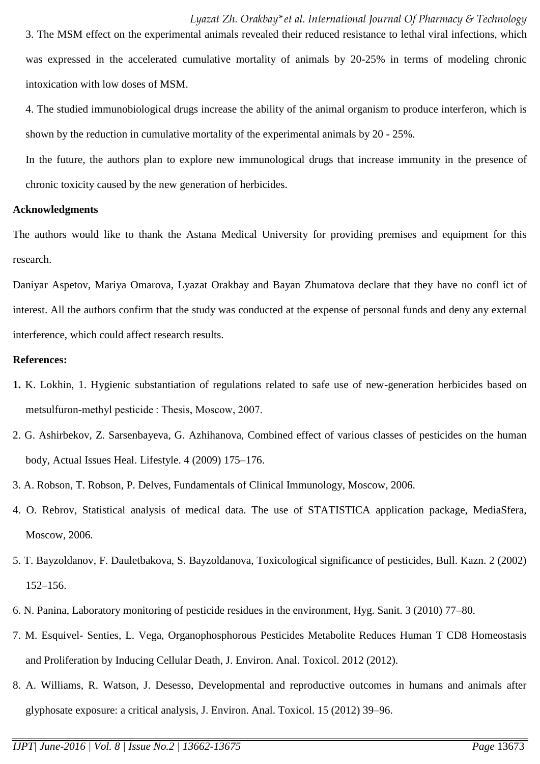3. The MSM effect on the experimental animals revealed their reduced resistance to lethal viral infections, which was expressed in the accelerated cumulative mortality of animals by 20-25% in terms of modeling chronic intoxication with low doses of MSM.

4. The studied immunobiological drugs increase the ability of the animal organism to produce interferon, which is shown by the reduction in cumulative mortality of the experimental animals by 20 - 25%.

In the future, the authors plan to explore new immunological drugs that increase immunity in the presence of chronic toxicity caused by the new generation of herbicides.

**Acknowledgments**

The authors would like to thank the Astana Medical University for providing premises and equipment for this research.

Daniyar Aspetov, Mariya Omarova, Lyazat Orakbay and Bayan Zhumatova declare that they have no confl ict of interest. All the authors confirm that the study was conducted at the expense of personal funds and deny any external interference, which could affect research results.

**References:**

1. K. Lokhin, 1. Hygienic substantiation of regulations related to safe use of new-generation herbicides based on metsulfuron-methyl pesticide : Thesis, Moscow, 2007.
2. G. Ashirbekov, Z. Sarsenbayeva, G. Azhihanova, Combined effect of various classes of pesticides on the human body, Actual Issues Heal. Lifestyle. 4 (2009) 175–176.
3. A. Robson, T. Robson, P. Delves, Fundamentals of Clinical Immunology, Moscow, 2006.
4. O. Rebrov, Statistical analysis of medical data. The use of STATISTICA application package, MediaSfera, Moscow, 2006.
5. T. Bayzoldanov, F. Dauletbakova, S. Bayzoldanova, Toxicological significance of pesticides, Bull. Kazn. 2 (2002) 152–156.
6. N. Panina, Laboratory monitoring of pesticide residues in the environment, Hyg. Sanit. 3 (2010) 77–80.
7. M. Esquivel- Senties, L. Vega, Organophosphorous Pesticides Metabolite Reduces Human T CD8 Homeostasis and Proliferation by Inducing Cellular Death, J. Environ. Anal. Toxicol. 2012 (2012).
8. A. Williams, R. Watson, J. Desesso, Developmental and reproductive outcomes in humans and animals after glyphosate exposure: a critical analysis, J. Environ. Anal. Toxicol. 15 (2012) 39–96.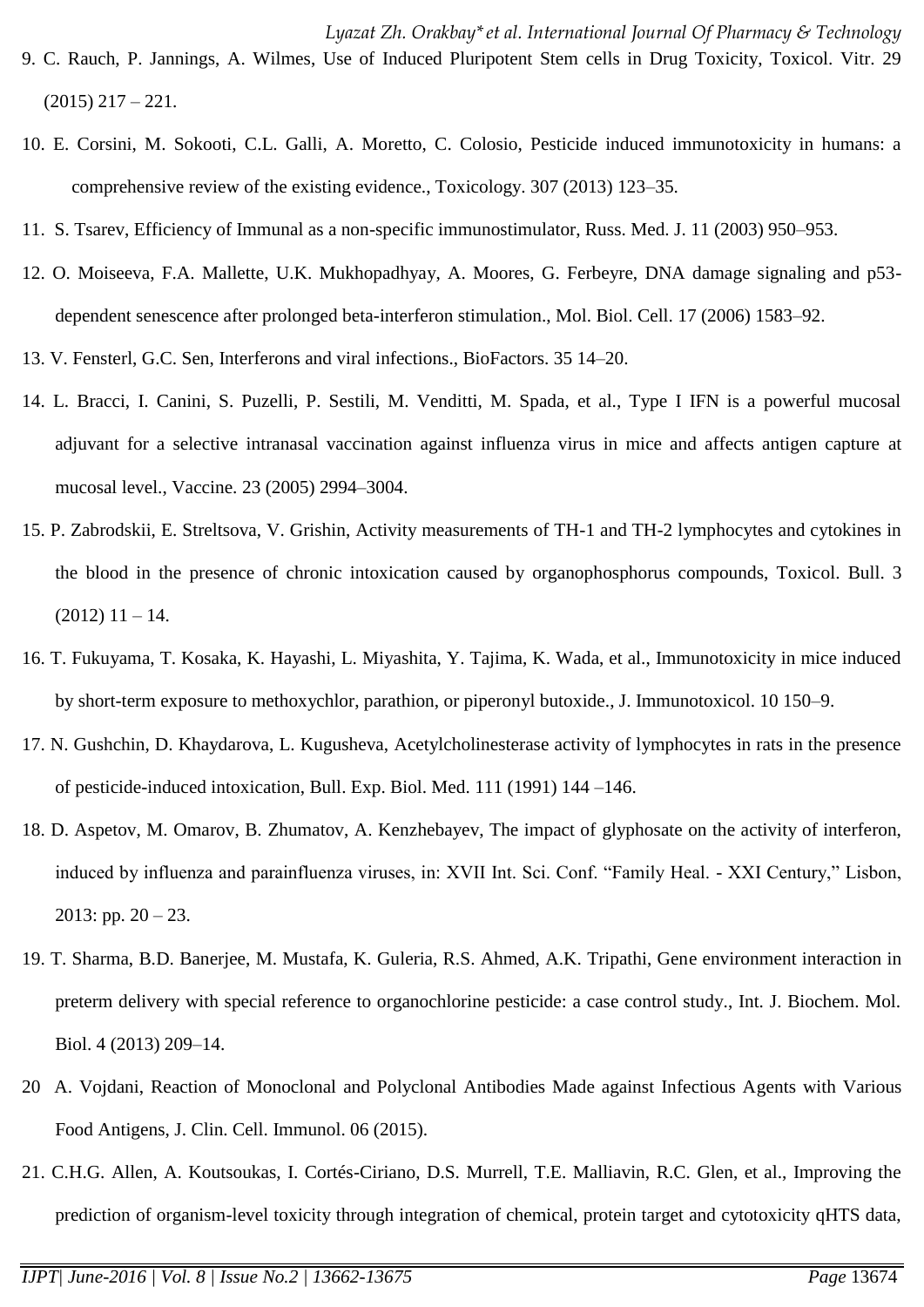9. C. Rauch, P. Jannings, A. Wilmes, Use of Induced Pluripotent Stem cells in Drug Toxicity, Toxicol. Vitr. 29 (2015) 217 – 221.

10. E. Corsini, M. Sokooti, C.L. Galli, A. Moretto, C. Colosio, Pesticide induced immunotoxicity in humans: a comprehensive review of the existing evidence., Toxicology. 307 (2013) 123–35.

11. S. Tsarev, Efficiency of Immunal as a non-specific immunostimulator, Russ. Med. J. 11 (2003) 950–953.

12. O. Moiseeva, F.A. Mallette, U.K. Mukhopadhyay, A. Moores, G. Ferbeyre, DNA damage signaling and p53-dependent senescence after prolonged beta-interferon stimulation., Mol. Biol. Cell. 17 (2006) 1583–92.

13. V. Fensterl, G.C. Sen, Interferons and viral infections., BioFactors. 35 14–20.

14. L. Bracci, I. Canini, S. Puzelli, P. Sestili, M. Venditti, M. Spada, et al., Type I IFN is a powerful mucosal adjuvant for a selective intranasal vaccination against influenza virus in mice and affects antigen capture at mucosal level., Vaccine. 23 (2005) 2994–3004.

15. P. Zabrodskii, E. Streltsova, V. Grishin, Activity measurements of TH-1 and TH-2 lymphocytes and cytokines in the blood in the presence of chronic intoxication caused by organophosphorus compounds, Toxicol. Bull. 3 (2012) 11 – 14.

16. T. Fukuyama, T. Kosaka, K. Hayashi, L. Miyashita, Y. Tajima, K. Wada, et al., Immunotoxicity in mice induced by short-term exposure to methoxychlor, parathion, or piperonyl butoxide., J. Immunotoxicol. 10 150–9.

17. N. Gushchin, D. Khaydarova, L. Kugusheva, Acetylcholinesterase activity of lymphocytes in rats in the presence of pesticide-induced intoxication, Bull. Exp. Biol. Med. 111 (1991) 144 –146.

18. D. Aspetov, M. Omarov, B. Zhumatov, A. Kenzhebayev, The impact of glyphosate on the activity of interferon, induced by influenza and parainfluenza viruses, in: XVII Int. Sci. Conf. "Family Heal. - XXI Century," Lisbon, 2013: pp. 20 – 23.

19. T. Sharma, B.D. Banerjee, M. Mustafa, K. Guleria, R.S. Ahmed, A.K. Tripathi, Gene environment interaction in preterm delivery with special reference to organochlorine pesticide: a case control study., Int. J. Biochem. Mol. Biol. 4 (2013) 209–14.

20 A. Vojdani, Reaction of Monoclonal and Polyclonal Antibodies Made against Infectious Agents with Various Food Antigens, J. Clin. Cell. Immunol. 06 (2015).

21. C.H.G. Allen, A. Koutsoukas, I. Cortés-Ciriano, D.S. Murrell, T.E. Malliavin, R.C. Glen, et al., Improving the prediction of organism-level toxicity through integration of chemical, protein target and cytotoxicity qHTS data,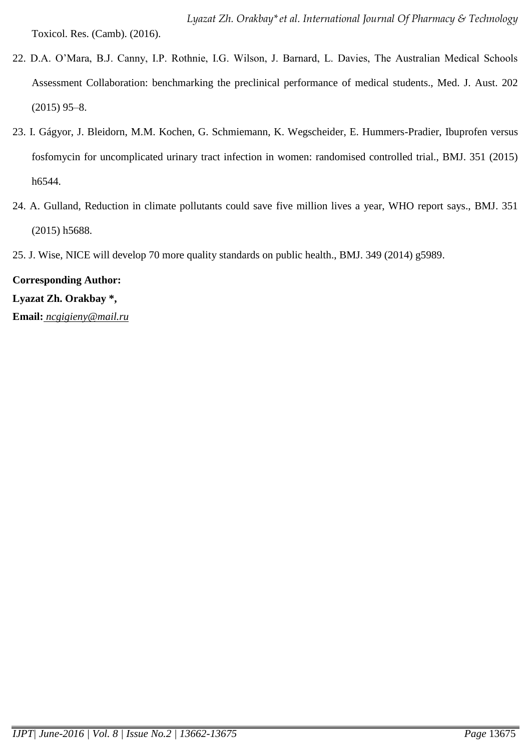Toxicol. Res. (Camb). (2016).

22. D.A. O'Mara, B.J. Canny, I.P. Rothnie, I.G. Wilson, J. Barnard, L. Davies, The Australian Medical Schools Assessment Collaboration: benchmarking the preclinical performance of medical students., Med. J. Aust. 202 (2015) 95–8.
23. I. Gágyor, J. Bleidorn, M.M. Kochen, G. Schmiemann, K. Wegscheider, E. Hummers-Pradier, Ibuprofen versus fosfomycin for uncomplicated urinary tract infection in women: randomised controlled trial., BMJ. 351 (2015) h6544.
24. A. Gulland, Reduction in climate pollutants could save five million lives a year, WHO report says., BMJ. 351 (2015) h5688.
25. J. Wise, NICE will develop 70 more quality standards on public health., BMJ. 349 (2014) g5989.

**Corresponding Author:**

**Lyazat Zh. Orakbay *,**

**Email:** *ncgigieny@mail.ru*